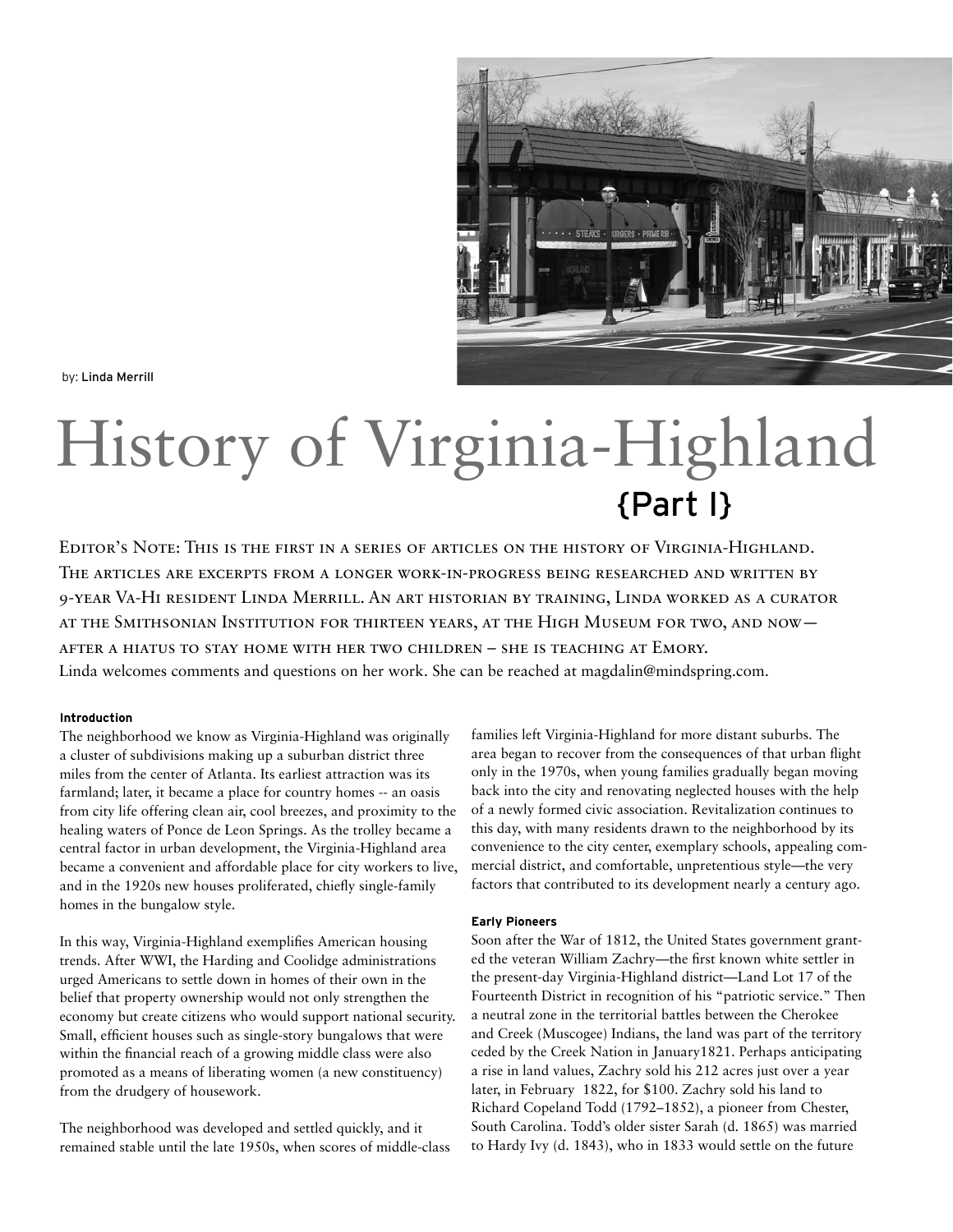by: Linda Merrill

# History of Virginia-Highland

## {Part I}

Editor's Note: This is the first in a series of articles on the history of Virginia-Highland. The articles are excerpts from a longer work-in-progress being researched and written by 9-year Va-Hi resident Linda Merrill. An art historian by training, Linda worked as a curator at the Smithsonian Institution for thirteen years, at the High Museum for two, and now—after a hiatus to stay home with her two children – she is teaching at Emory. Linda welcomes comments and questions on her work. She can be reached at magdalin@mindspring.com.

### Introduction

The neighborhood we know as Virginia-Highland was originally a cluster of subdivisions making up a suburban district three miles from the center of Atlanta. Its earliest attraction was its farmland; later, it became a place for country homes -- an oasis from city life offering clean air, cool breezes, and proximity to the healing waters of Ponce de Leon Springs. As the trolley became a central factor in urban development, the Virginia-Highland area became a convenient and affordable place for city workers to live, and in the 1920s new houses proliferated, chiefly single-family homes in the bungalow style.

In this way, Virginia-Highland exemplifies American housing trends. After WWI, the Harding and Coolidge administrations urged Americans to settle down in homes of their own in the belief that property ownership would not only strengthen the economy but create citizens who would support national security. Small, efficient houses such as single-story bungalows that were within the financial reach of a growing middle class were also promoted as a means of liberating women (a new constituency) from the drudgery of housework.

The neighborhood was developed and settled quickly, and it remained stable until the late 1950s, when scores of middle-class families left Virginia-Highland for more distant suburbs. The area began to recover from the consequences of that urban flight only in the 1970s, when young families gradually began moving back into the city and renovating neglected houses with the help of a newly formed civic association. Revitalization continues to this day, with many residents drawn to the neighborhood by its convenience to the city center, exemplary schools, appealing commercial district, and comfortable, unpretentious style—the very factors that contributed to its development nearly a century ago.

### Early Pioneers

Soon after the War of 1812, the United States government granted the veteran William Zachry—the first known white settler in the present-day Virginia-Highland district—Land Lot 17 of the Fourteenth District in recognition of his "patriotic service." Then a neutral zone in the territorial battles between the Cherokee and Creek (Muscogee) Indians, the land was part of the territory ceded by the Creek Nation in January1821. Perhaps anticipating a rise in land values, Zachry sold his 212 acres just over a year later, in February 1822, for $100. Zachry sold his land to Richard Copeland Todd (1792–1852), a pioneer from Chester, South Carolina. Todd's older sister Sarah (d. 1865) was married to Hardy Ivy (d. 1843), who in 1833 would settle on the future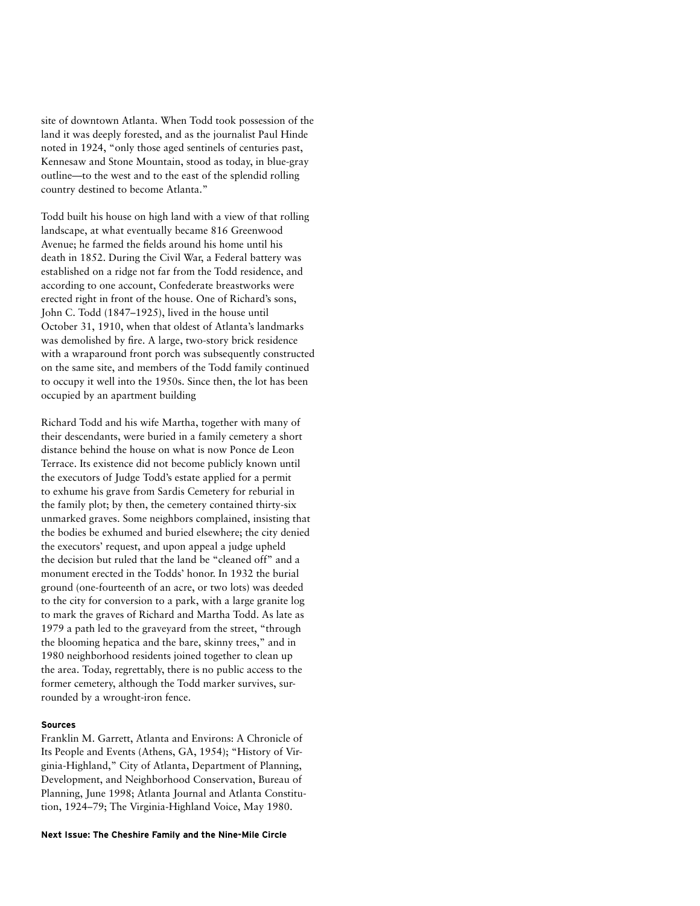site of downtown Atlanta. When Todd took possession of the land it was deeply forested, and as the journalist Paul Hinde noted in 1924, "only those aged sentinels of centuries past, Kennesaw and Stone Mountain, stood as today, in blue-gray outline—to the west and to the east of the splendid rolling country destined to become Atlanta."

Todd built his house on high land with a view of that rolling landscape, at what eventually became 816 Greenwood Avenue; he farmed the fields around his home until his death in 1852. During the Civil War, a Federal battery was established on a ridge not far from the Todd residence, and according to one account, Confederate breastworks were erected right in front of the house. One of Richard's sons, John C. Todd (1847–1925), lived in the house until October 31, 1910, when that oldest of Atlanta's landmarks was demolished by fire. A large, two-story brick residence with a wraparound front porch was subsequently constructed on the same site, and members of the Todd family continued to occupy it well into the 1950s. Since then, the lot has been occupied by an apartment building

Richard Todd and his wife Martha, together with many of their descendants, were buried in a family cemetery a short distance behind the house on what is now Ponce de Leon Terrace. Its existence did not become publicly known until the executors of Judge Todd's estate applied for a permit to exhume his grave from Sardis Cemetery for reburial in the family plot; by then, the cemetery contained thirty-six unmarked graves. Some neighbors complained, insisting that the bodies be exhumed and buried elsewhere; the city denied the executors' request, and upon appeal a judge upheld the decision but ruled that the land be "cleaned off" and a monument erected in the Todds' honor. In 1932 the burial ground (one-fourteenth of an acre, or two lots) was deeded to the city for conversion to a park, with a large granite log to mark the graves of Richard and Martha Todd. As late as 1979 a path led to the graveyard from the street, "through the blooming hepatica and the bare, skinny trees," and in 1980 neighborhood residents joined together to clean up the area. Today, regrettably, there is no public access to the former cemetery, although the Todd marker survives, surrounded by a wrought-iron fence.

**Sources**

Franklin M. Garrett, Atlanta and Environs: A Chronicle of Its People and Events (Athens, GA, 1954); "History of Virginia-Highland," City of Atlanta, Department of Planning, Development, and Neighborhood Conservation, Bureau of Planning, June 1998; Atlanta Journal and Atlanta Constitution, 1924–79; The Virginia-Highland Voice, May 1980.

**Next Issue: The Cheshire Family and the Nine-Mile Circle**